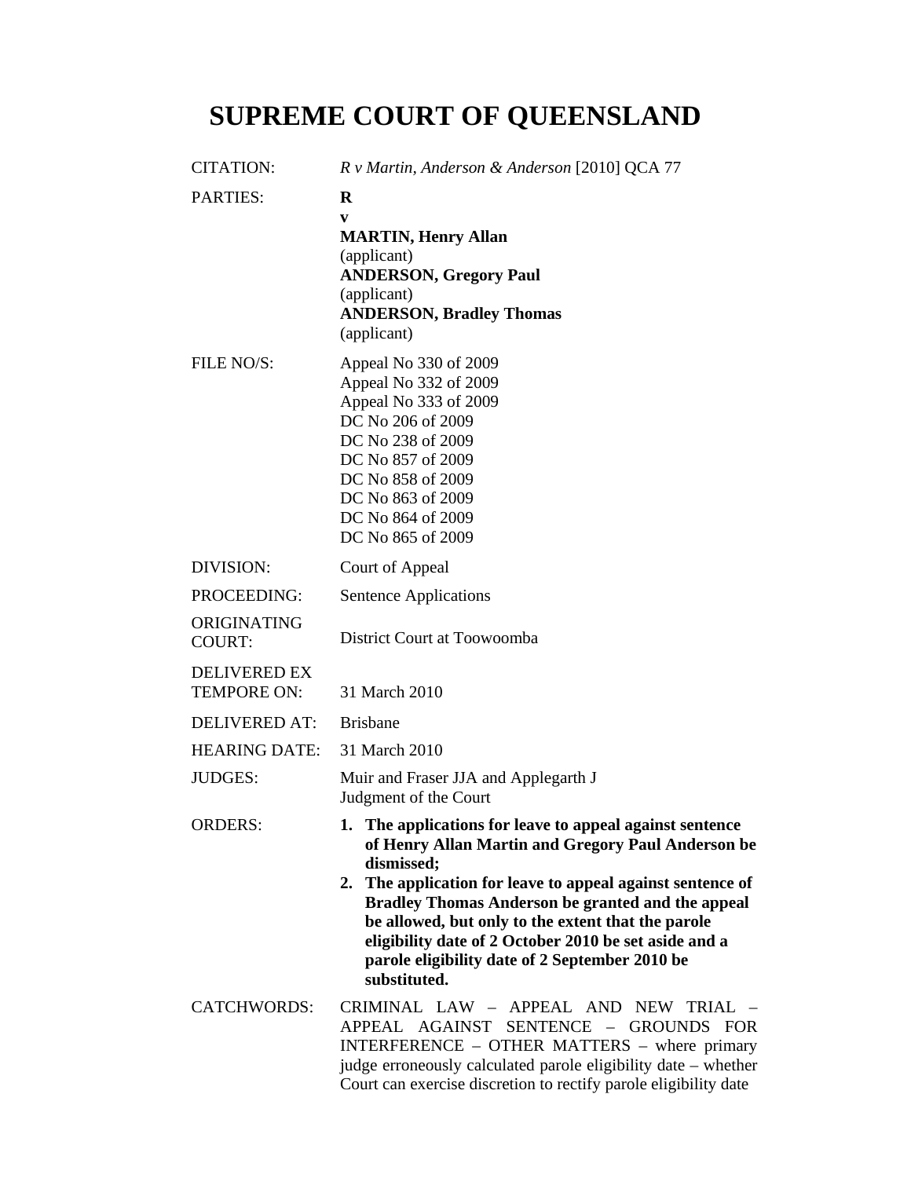# SUPREME COURT OF QUEENSLAND

| | |
|---|---|
| CITATION: | *R v Martin, Anderson & Anderson* [2010] QCA 77 |
| PARTIES: | **R**<br>**v**<br>**MARTIN, Henry Allan**<br>(applicant)<br>**ANDERSON, Gregory Paul**<br>(applicant)<br>**ANDERSON, Bradley Thomas**<br>(applicant) |
| FILE NO/S: | Appeal No 330 of 2009<br>Appeal No 332 of 2009<br>Appeal No 333 of 2009<br>DC No 206 of 2009<br>DC No 238 of 2009<br>DC No 857 of 2009<br>DC No 858 of 2009<br>DC No 863 of 2009<br>DC No 864 of 2009<br>DC No 865 of 2009 |
| DIVISION: | Court of Appeal |
| PROCEEDING: | Sentence Applications |
| ORIGINATING COURT: | District Court at Toowoomba |
| DELIVERED EX TEMPORE ON: | 31 March 2010 |
| DELIVERED AT: | Brisbane |
| HEARING DATE: | 31 March 2010 |
| JUDGES: | Muir and Fraser JJA and Applegarth J<br>Judgment of the Court |
| ORDERS: | **1. The applications for leave to appeal against sentence of Henry Allan Martin and Gregory Paul Anderson be dismissed;**<br>**2. The application for leave to appeal against sentence of Bradley Thomas Anderson be granted and the appeal be allowed, but only to the extent that the parole eligibility date of 2 October 2010 be set aside and a parole eligibility date of 2 September 2010 be substituted.** |
| CATCHWORDS: | CRIMINAL LAW – APPEAL AND NEW TRIAL – APPEAL AGAINST SENTENCE – GROUNDS FOR INTERFERENCE – OTHER MATTERS – where primary judge erroneously calculated parole eligibility date – whether Court can exercise discretion to rectify parole eligibility date |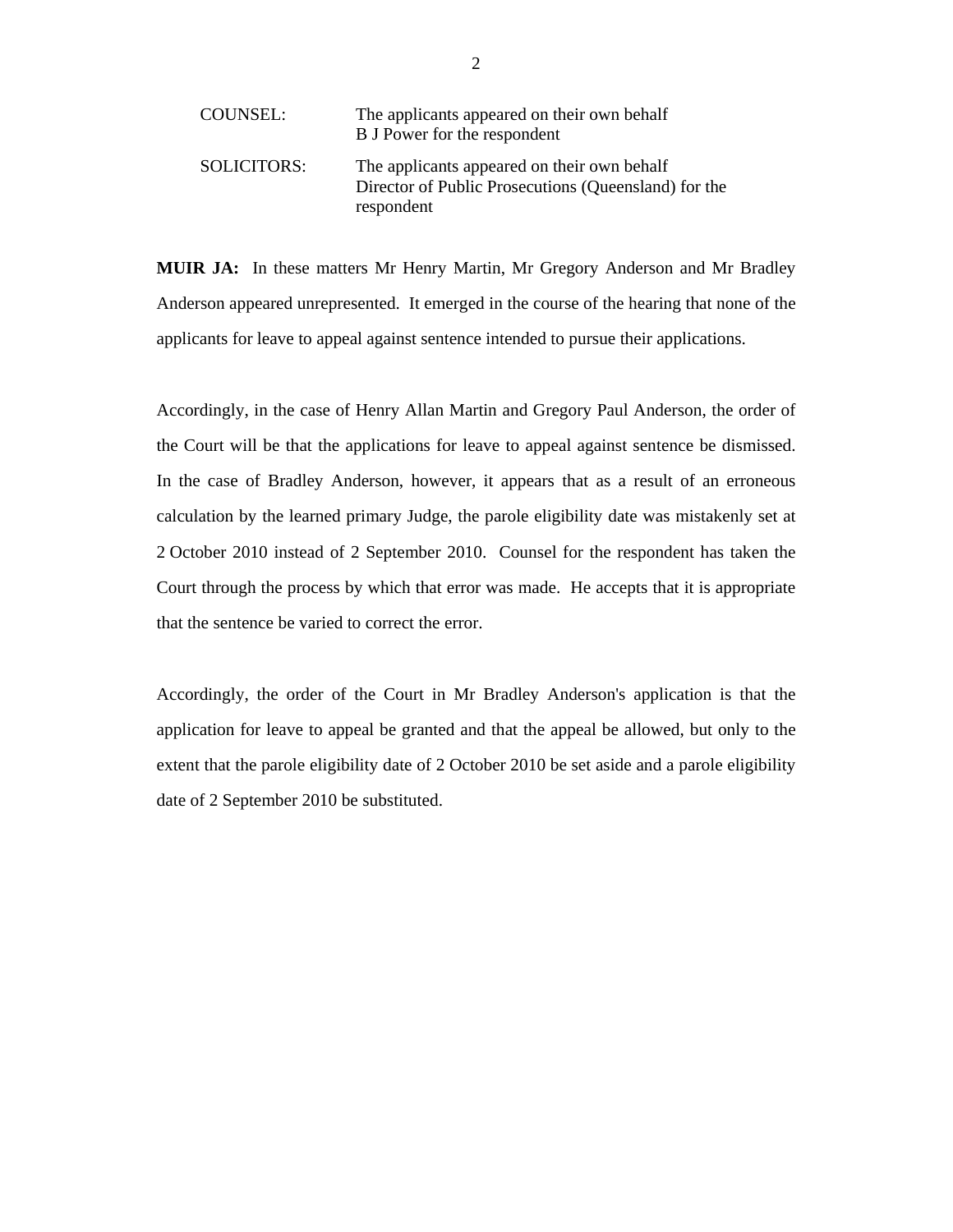| | |
|---|---|
| COUNSEL: | The applicants appeared on their own behalf<br>B J Power for the respondent |
| SOLICITORS: | The applicants appeared on their own behalf<br>Director of Public Prosecutions (Queensland) for the respondent |

**MUIR JA:** In these matters Mr Henry Martin, Mr Gregory Anderson and Mr Bradley Anderson appeared unrepresented. It emerged in the course of the hearing that none of the applicants for leave to appeal against sentence intended to pursue their applications.

Accordingly, in the case of Henry Allan Martin and Gregory Paul Anderson, the order of the Court will be that the applications for leave to appeal against sentence be dismissed. In the case of Bradley Anderson, however, it appears that as a result of an erroneous calculation by the learned primary Judge, the parole eligibility date was mistakenly set at 2 October 2010 instead of 2 September 2010. Counsel for the respondent has taken the Court through the process by which that error was made. He accepts that it is appropriate that the sentence be varied to correct the error.

Accordingly, the order of the Court in Mr Bradley Anderson's application is that the application for leave to appeal be granted and that the appeal be allowed, but only to the extent that the parole eligibility date of 2 October 2010 be set aside and a parole eligibility date of 2 September 2010 be substituted.